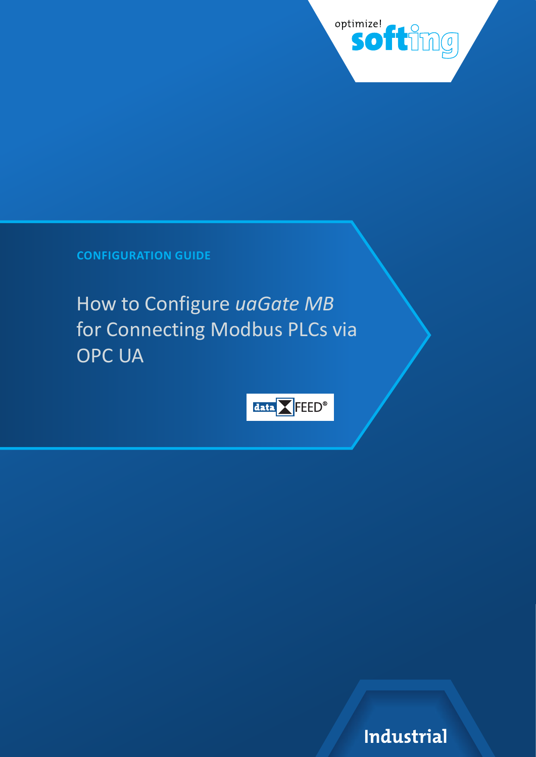optimize! softing

CONFIGURATION GUIDE

# How to Configure *uaGate MB* for Connecting Modbus PLCs via OPC UA

data FEED®

Industrial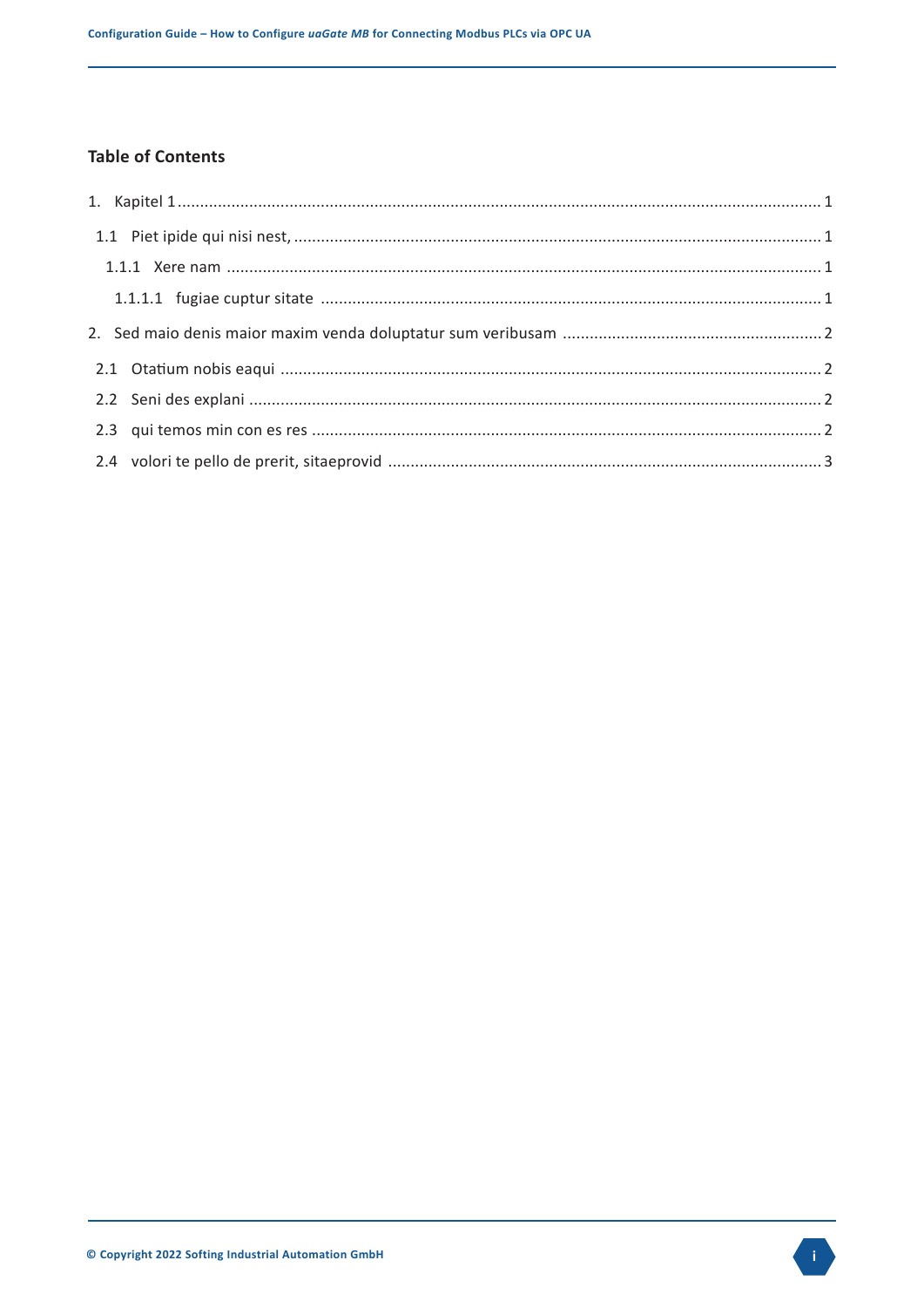## Table of Contents

1. Kapitel 1 ........................................................................ 1

 1.1 Piet ipide qui nisi nest, ........................................................ 1

  1.1.1 Xere nam ...................................................................... 1

   1.1.1.1 fugiae cuptur sitate ........................................................ 1

2. Sed maio denis maior maxim venda doluptatur sum veribusam .................................. 2

 2.1 Otatium nobis eaqui ............................................................. 2

 2.2 Seni des explani ................................................................ 2

 2.3 qui temos min con es res ........................................................ 2

 2.4 volori te pello de prerit, sitaeprovid .......................................... 3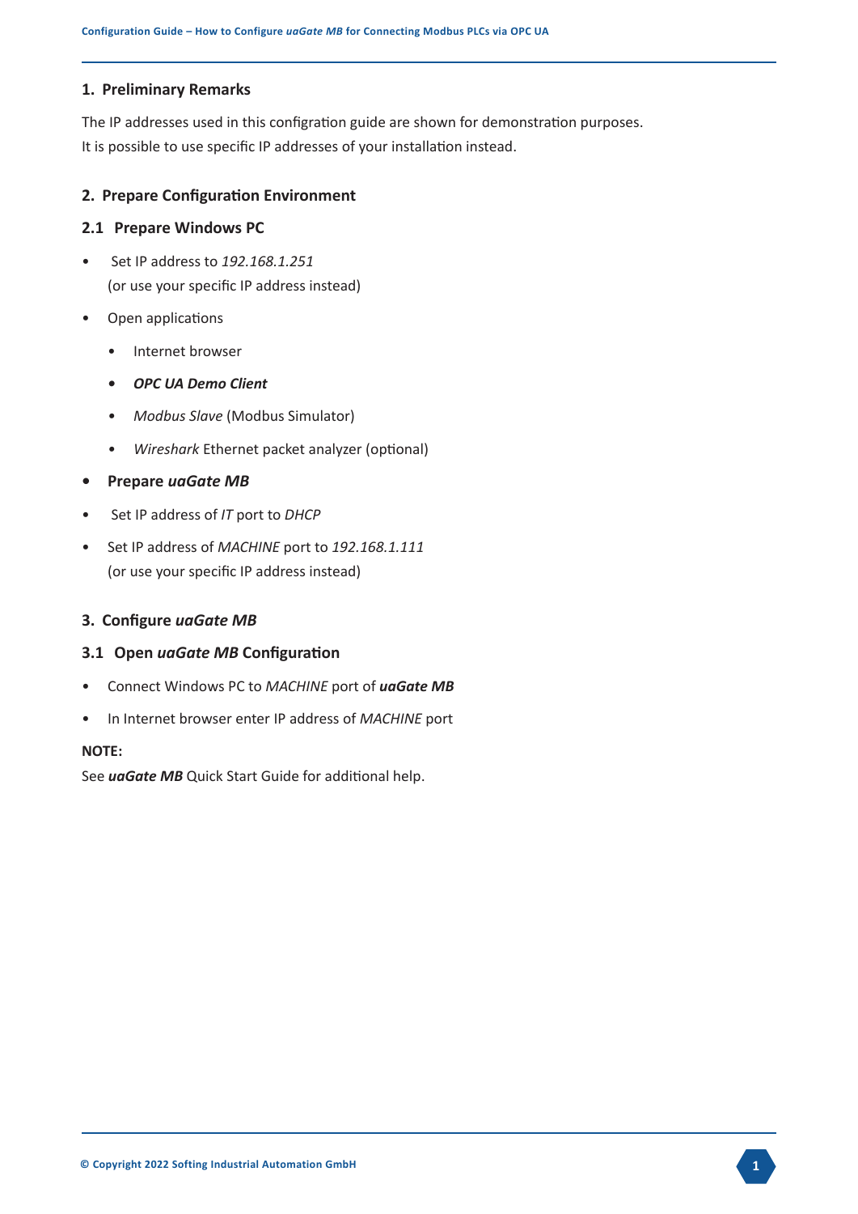## 1. Preliminary Remarks

The IP addresses used in this configration guide are shown for demonstration purposes.
It is possible to use specific IP addresses of your installation instead.

## 2. Prepare Configuration Environment

### 2.1 Prepare Windows PC

- Set IP address to *192.168.1.251*
  (or use your specific IP address instead)
- Open applications
  - Internet browser
  - ***OPC UA Demo Client***
  - *Modbus Slave* (Modbus Simulator)
  - *Wireshark* Ethernet packet analyzer (optional)
- **Prepare *uaGate MB***
- Set IP address of *IT* port to *DHCP*
- Set IP address of *MACHINE* port to *192.168.1.111*
  (or use your specific IP address instead)

## 3. Configure *uaGate MB*

### 3.1 Open *uaGate MB* Configuration

- Connect Windows PC to *MACHINE* port of ***uaGate MB***
- In Internet browser enter IP address of *MACHINE* port

**NOTE:**

See ***uaGate MB*** Quick Start Guide for additional help.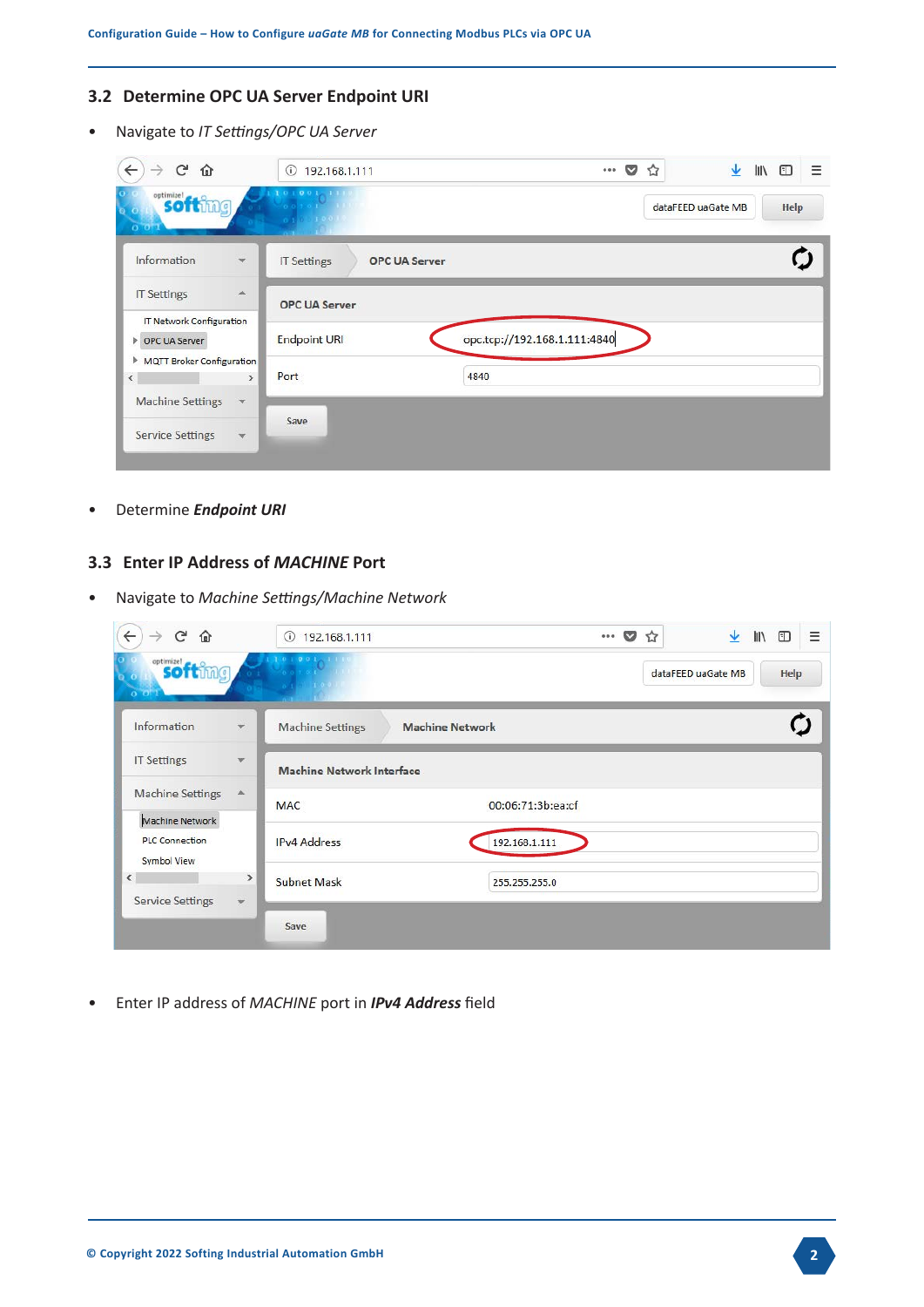## 3.2 Determine OPC UA Server Endpoint URI

- Navigate to *IT Settings/OPC UA Server*

- Determine ***Endpoint URI***

## 3.3 Enter IP Address of *MACHINE* Port

- Navigate to *Machine Settings/Machine Network*

- Enter IP address of *MACHINE* port in ***IPv4 Address*** field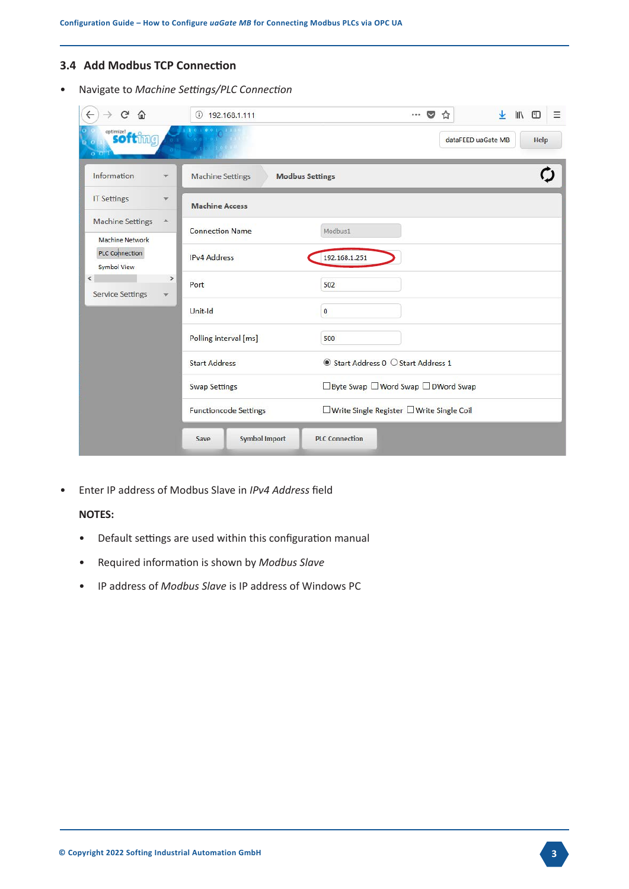### 3.4 Add Modbus TCP Connection

- Navigate to *Machine Settings/PLC Connection*

- Enter IP address of Modbus Slave in *IPv4 Address* field

**NOTES:**

- Default settings are used within this configuration manual
- Required information is shown by *Modbus Slave*
- IP address of *Modbus Slave* is IP address of Windows PC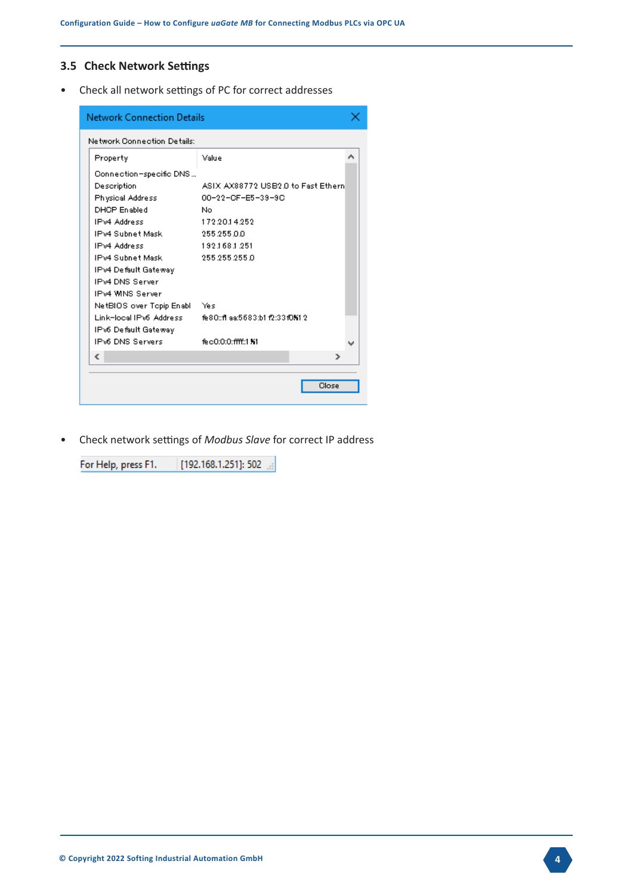## 3.5 Check Network Settings

- Check all network settings of PC for correct addresses

**Network Connection Details**

Network Connection Details:

| Property | Value |
|---|---|
| Connection-specific DNS ... | |
| Description | ASIX AX88772 USB2.0 to Fast Ethern |
| Physical Address | 00-22-CF-E5-39-9C |
| DHCP Enabled | No |
| IPv4 Address | 172.20.14.252 |
| IPv4 Subnet Mask | 255.255.0.0 |
| IPv4 Address | 192.168.1.251 |
| IPv4 Subnet Mask | 255.255.255.0 |
| IPv4 Default Gateway | |
| IPv4 DNS Server | |
| IPv4 WINS Server | |
| NetBIOS over Tcpip Enabl | Yes |
| Link-local IPv6 Address | fe80::f1aa:5683:b1f2:33f0%12 |
| IPv6 Default Gateway | |
| IPv6 DNS Servers | fec0:0:0:ffff::1%1 |

Close

- Check network settings of *Modbus Slave* for correct IP address

For Help, press F1. [192.168.1.251]: 502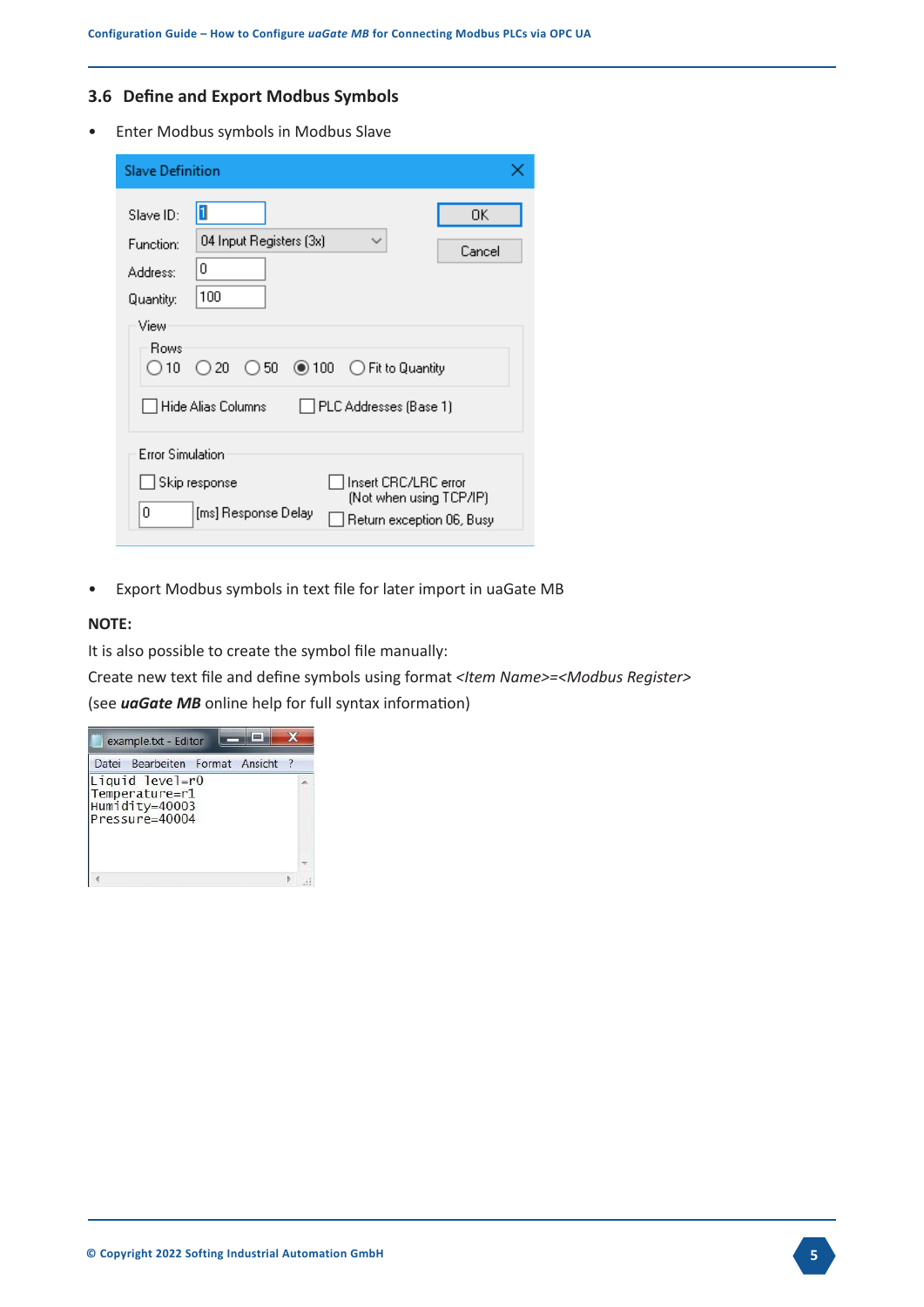## 3.6 Define and Export Modbus Symbols

- Enter Modbus symbols in Modbus Slave

- Export Modbus symbols in text file for later import in uaGate MB

**NOTE:**

It is also possible to create the symbol file manually:

Create new text file and define symbols using format *<Item Name>=<Modbus Register>*

(see ***uaGate MB*** online help for full syntax information)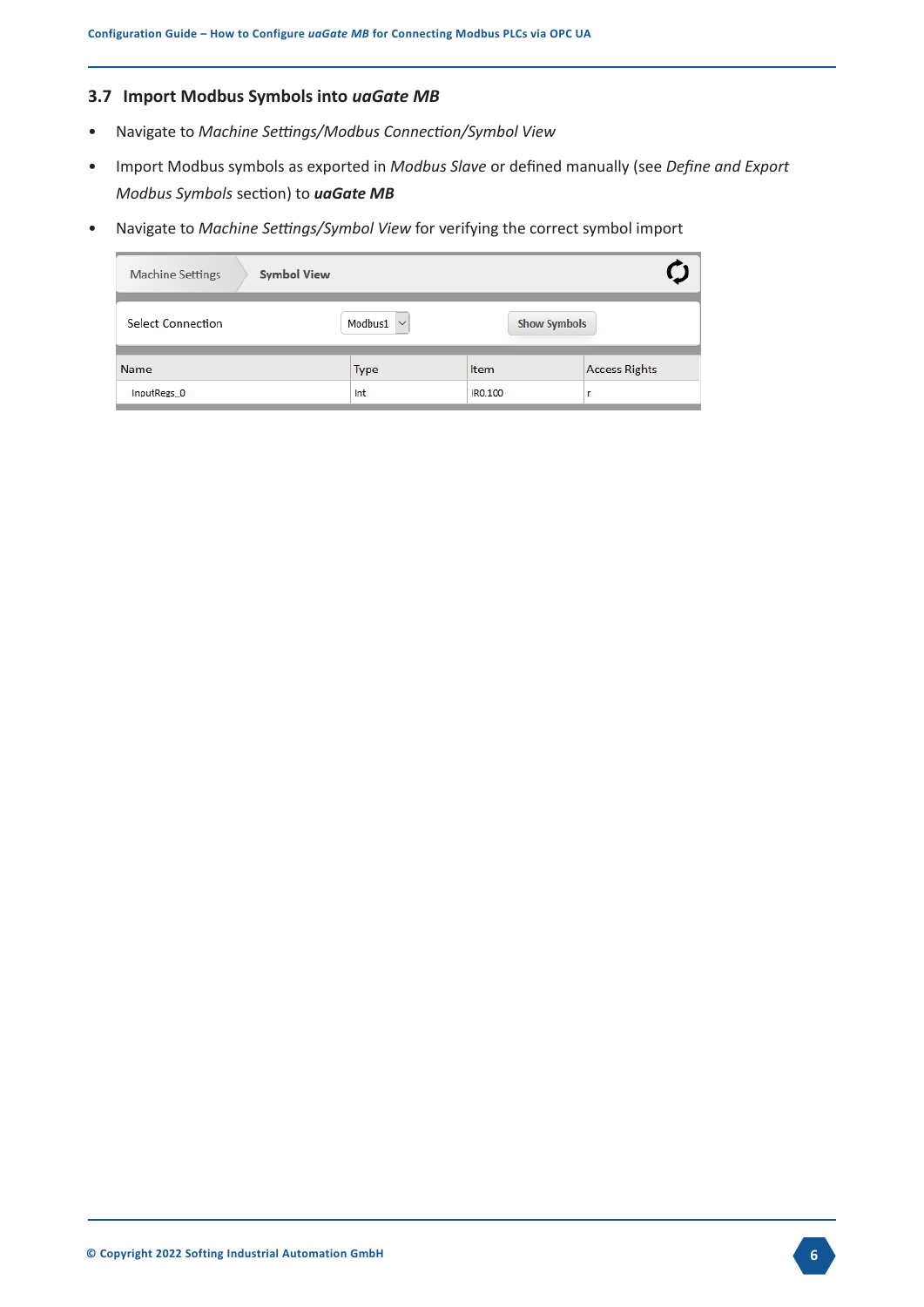## 3.7 Import Modbus Symbols into *uaGate MB*

- Navigate to *Machine Settings/Modbus Connection/Symbol View*
- Import Modbus symbols as exported in *Modbus Slave* or defined manually (see *Define and Export Modbus Symbols* section) to ***uaGate MB***
- Navigate to *Machine Settings/Symbol View* for verifying the correct symbol import

Machine Settings > Symbol View

Select Connection: Modbus1 — Show Symbols

| Name | Type | Item | Access Rights |
|---|---|---|---|
| InputRegs_0 | Int | IR0.100 | r |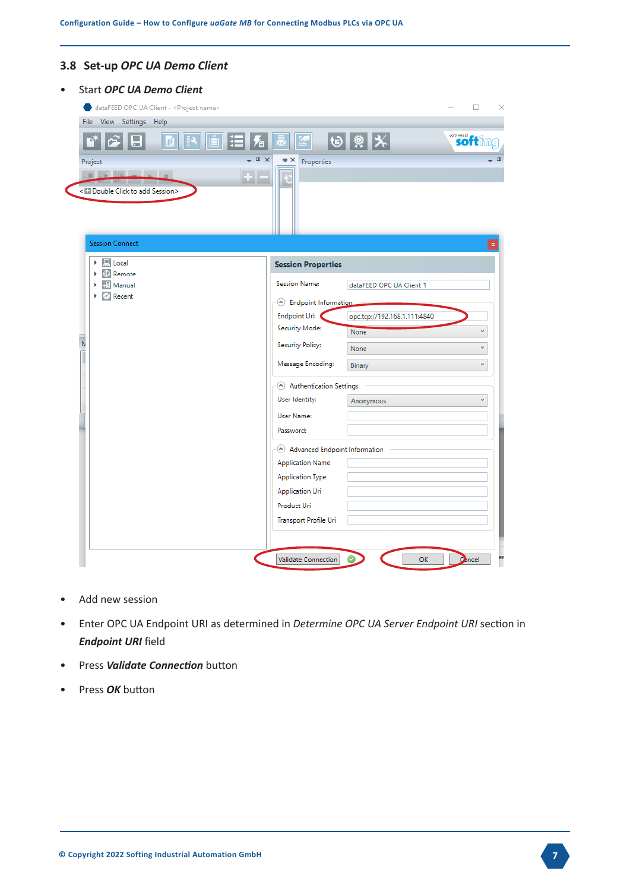## 3.8 Set-up *OPC UA Demo Client*

- Start ***OPC UA Demo Client***

- Add new session
- Enter OPC UA Endpoint URI as determined in *Determine OPC UA Server Endpoint URI* section in ***Endpoint URI*** field
- Press ***Validate Connection*** button
- Press ***OK*** button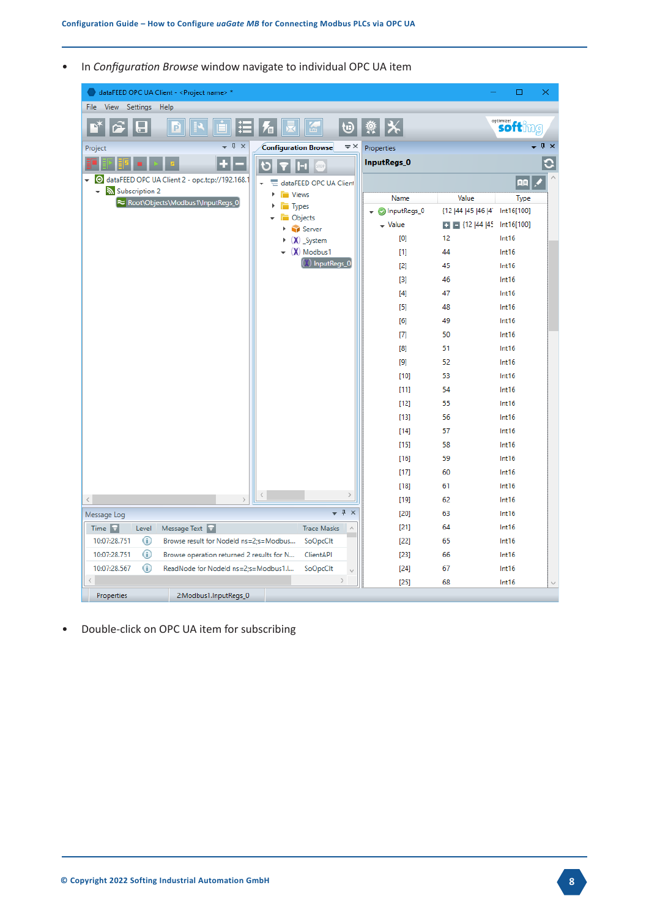- In *Configuration Browse* window navigate to individual OPC UA item

- Double-click on OPC UA item for subscribing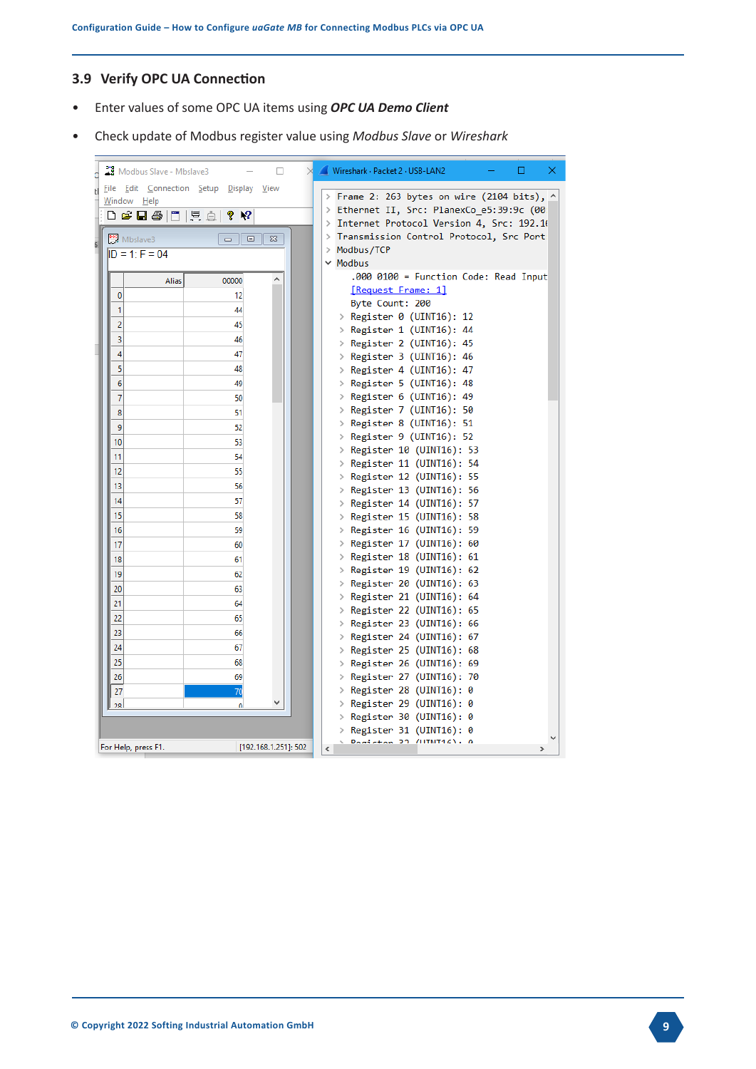## 3.9 Verify OPC UA Connection

- Enter values of some OPC UA items using ***OPC UA Demo Client***
- Check update of Modbus register value using *Modbus Slave* or *Wireshark*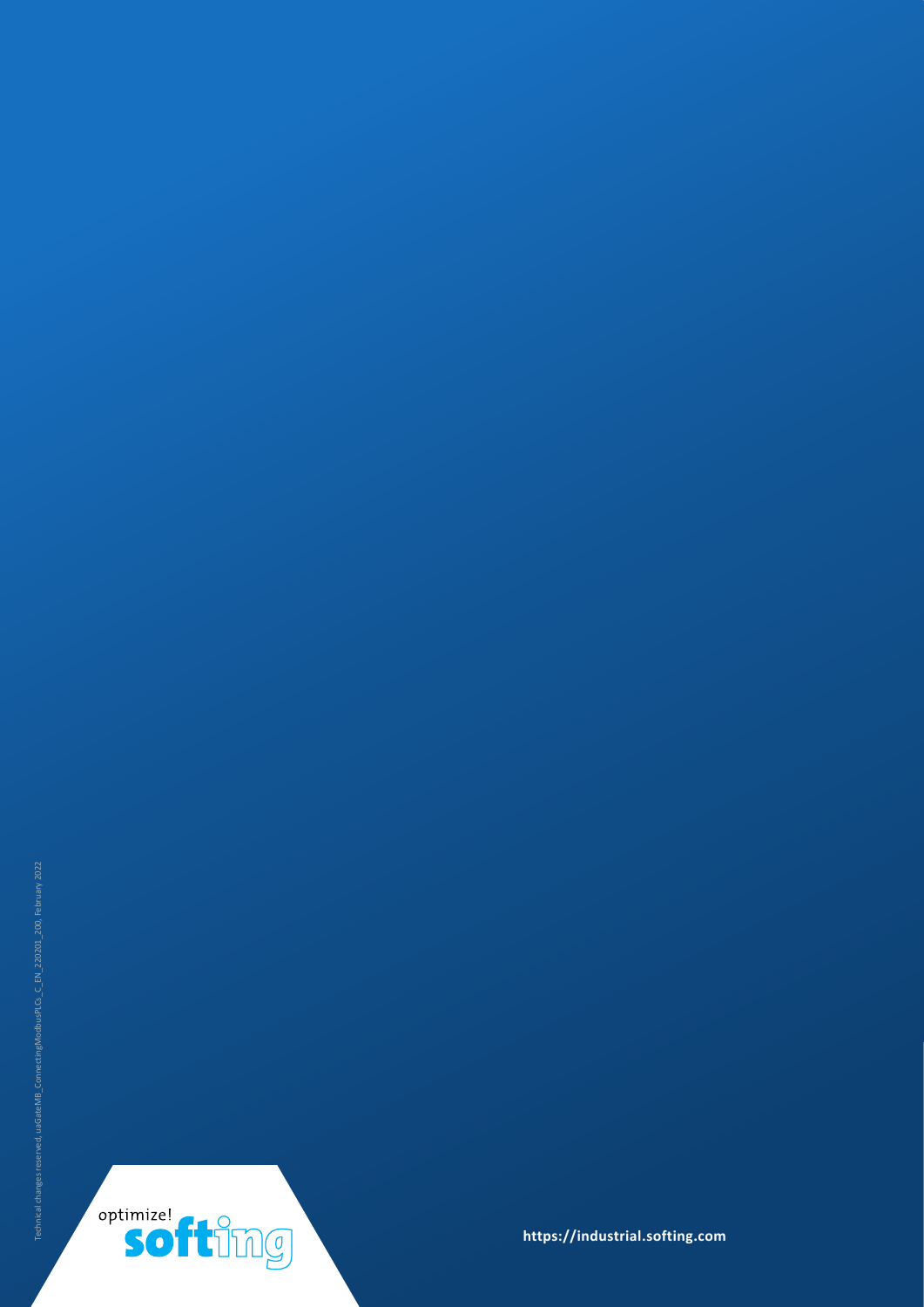Technical changes reserved, uaGateMB_ConnectingModbusPLCs_C_EN_220201_200, February 2022

optimize!
softing

https://industrial.softing.com